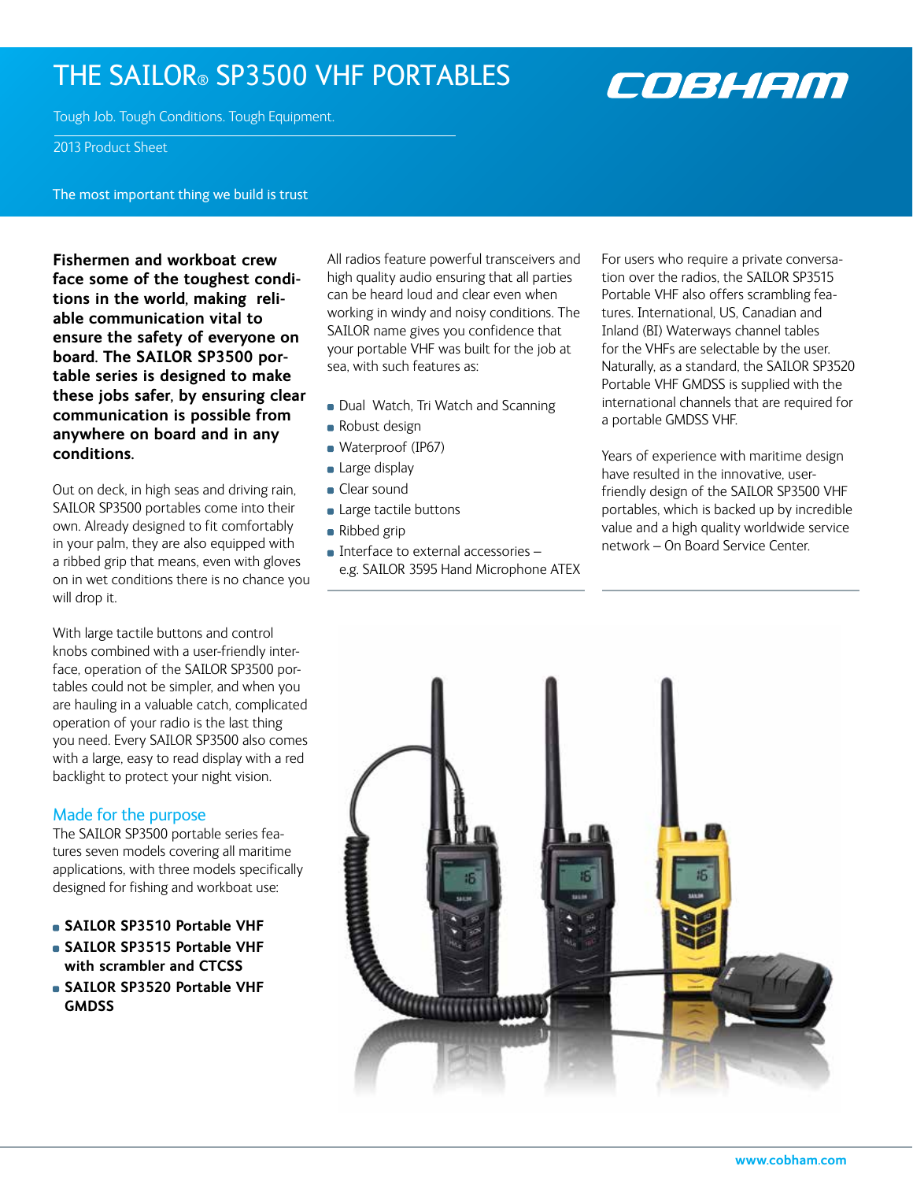# THE SAILOR® SP3500 VHF PORTABLES

Tough Job. Tough Conditions. Tough Equipment.

2013 Product Sheet

The most important thing we build is trust

**Fishermen and workboat crew face some of the toughest conditions in the world, making reliable communication vital to ensure the safety of everyone on board. The SAILOR SP3500 portable series is designed to make these jobs safer, by ensuring clear communication is possible from anywhere on board and in any conditions.**

Out on deck, in high seas and driving rain, SAILOR SP3500 portables come into their own. Already designed to fit comfortably in your palm, they are also equipped with a ribbed grip that means, even with gloves on in wet conditions there is no chance you will drop it.

With large tactile buttons and control knobs combined with a user-friendly interface, operation of the SAILOR SP3500 portables could not be simpler, and when you are hauling in a valuable catch, complicated operation of your radio is the last thing you need. Every SAILOR SP3500 also comes with a large, easy to read display with a red backlight to protect your night vision.

## Made for the purpose

The SAILOR SP3500 portable series features seven models covering all maritime applications, with three models specifically designed for fishing and workboat use:

- **SAILOR SP3510 Portable VHF**
- **SAILOR SP3515 Portable VHF with scrambler and CTCSS**
- **SAILOR SP3520 Portable VHF GMDSS**

All radios feature powerful transceivers and high quality audio ensuring that all parties can be heard loud and clear even when working in windy and noisy conditions. The SAILOR name gives you confidence that your portable VHF was built for the job at sea, with such features as:

- Dual Watch, Tri Watch and Scanning
- Robust design
- Waterproof (IP67)
- Large display
- Clear sound
- Large tactile buttons
- Ribbed grip
- Interface to external accessories – e.g. SAILOR 3595 Hand Microphone ATEX

For users who require a private conversation over the radios, the SAILOR SP3515 Portable VHF also offers scrambling features. International, US, Canadian and Inland (BI) Waterways channel tables for the VHFs are selectable by the user. Naturally, as a standard, the SAILOR SP3520 Portable VHF GMDSS is supplied with the international channels that are required for a portable GMDSS VHF.

Years of experience with maritime design have resulted in the innovative, user-friendly design of the SAILOR SP3500 VHF portables, which is backed up by incredible value and a high quality worldwide service network – On Board Service Center.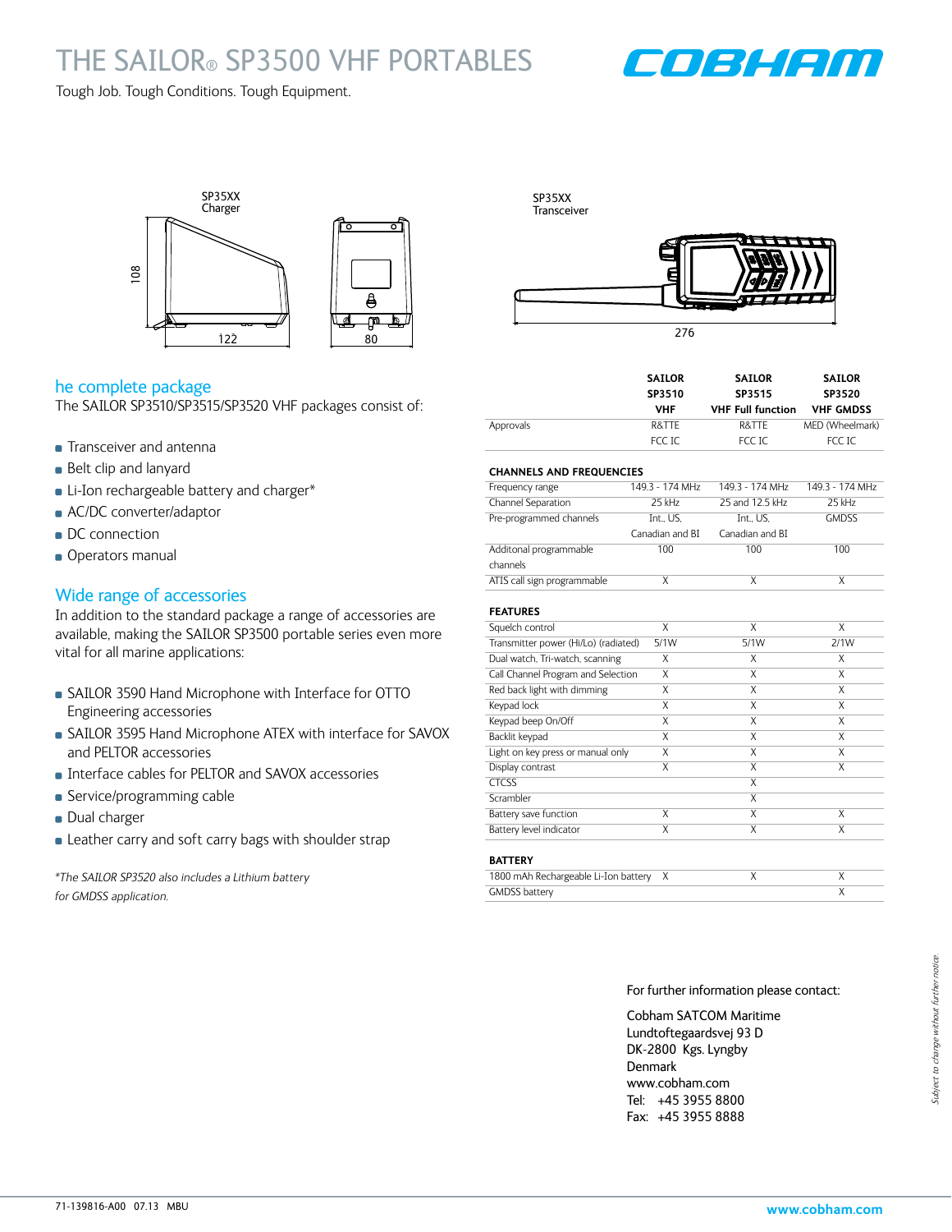# THE SAILOR® SP3500 VHF PORTABLES

Tough Job. Tough Conditions. Tough Equipment.

SP35XX
Charger

108

122

80

SP35XX
Transceiver

276

## he complete package

The SAILOR SP3510/SP3515/SP3520 VHF packages consist of:

- Transceiver and antenna
- Belt clip and lanyard
- Li-Ion rechargeable battery and charger*
- AC/DC converter/adaptor
- DC connection
- Operators manual

## Wide range of accessories

In addition to the standard package a range of accessories are available, making the SAILOR SP3500 portable series even more vital for all marine applications:

- SAILOR 3590 Hand Microphone with Interface for OTTO Engineering accessories
- SAILOR 3595 Hand Microphone ATEX with interface for SAVOX and PELTOR accessories
- Interface cables for PELTOR and SAVOX accessories
- Service/programming cable
- Dual charger
- Leather carry and soft carry bags with shoulder strap

*\*The SAILOR SP3520 also includes a Lithium battery for GMDSS application.*

| | SAILOR SP3510 VHF | SAILOR SP3515 VHF Full function | SAILOR SP3520 VHF GMDSS |
|---|---|---|---|
| Approvals | R&TTE FCC IC | R&TTE FCC IC | MED (Wheelmark) FCC IC |
| **CHANNELS AND FREQUENCIES** | | | |
| Frequency range | 149.3 - 174 MHz | 149.3 - 174 MHz | 149.3 - 174 MHz |
| Channel Separation | 25 kHz | 25 and 12.5 kHz | 25 kHz |
| Pre-programmed channels | Int., US, Canadian and BI | Int., US, Canadian and BI | GMDSS |
| Additonal programmable channels | 100 | 100 | 100 |
| ATIS call sign programmable | X | X | X |
| **FEATURES** | | | |
| Squelch control | X | X | X |
| Transmitter power (Hi/Lo) (radiated) | 5/1W | 5/1W | 2/1W |
| Dual watch, Tri-watch, scanning | X | X | X |
| Call Channel Program and Selection | X | X | X |
| Red back light with dimming | X | X | X |
| Keypad lock | X | X | X |
| Keypad beep On/Off | X | X | X |
| Backlit keypad | X | X | X |
| Light on key press or manual only | X | X | X |
| Display contrast | X | X | X |
| CTCSS | | X | |
| Scrambler | | X | |
| Battery save function | X | X | X |
| Battery level indicator | X | X | X |
| **BATTERY** | | | |
| 1800 mAh Rechargeable Li-Ion battery | X | X | X |
| GMDSS battery | | | X |

For further information please contact:

Cobham SATCOM Maritime
Lundtoftegaardsvej 93 D
DK-2800 Kgs. Lyngby
Denmark
www.cobham.com
Tel: +45 3955 8800
Fax: +45 3955 8888

*Subject to change without further notice.*

71-139816-A00 07.13 MBU